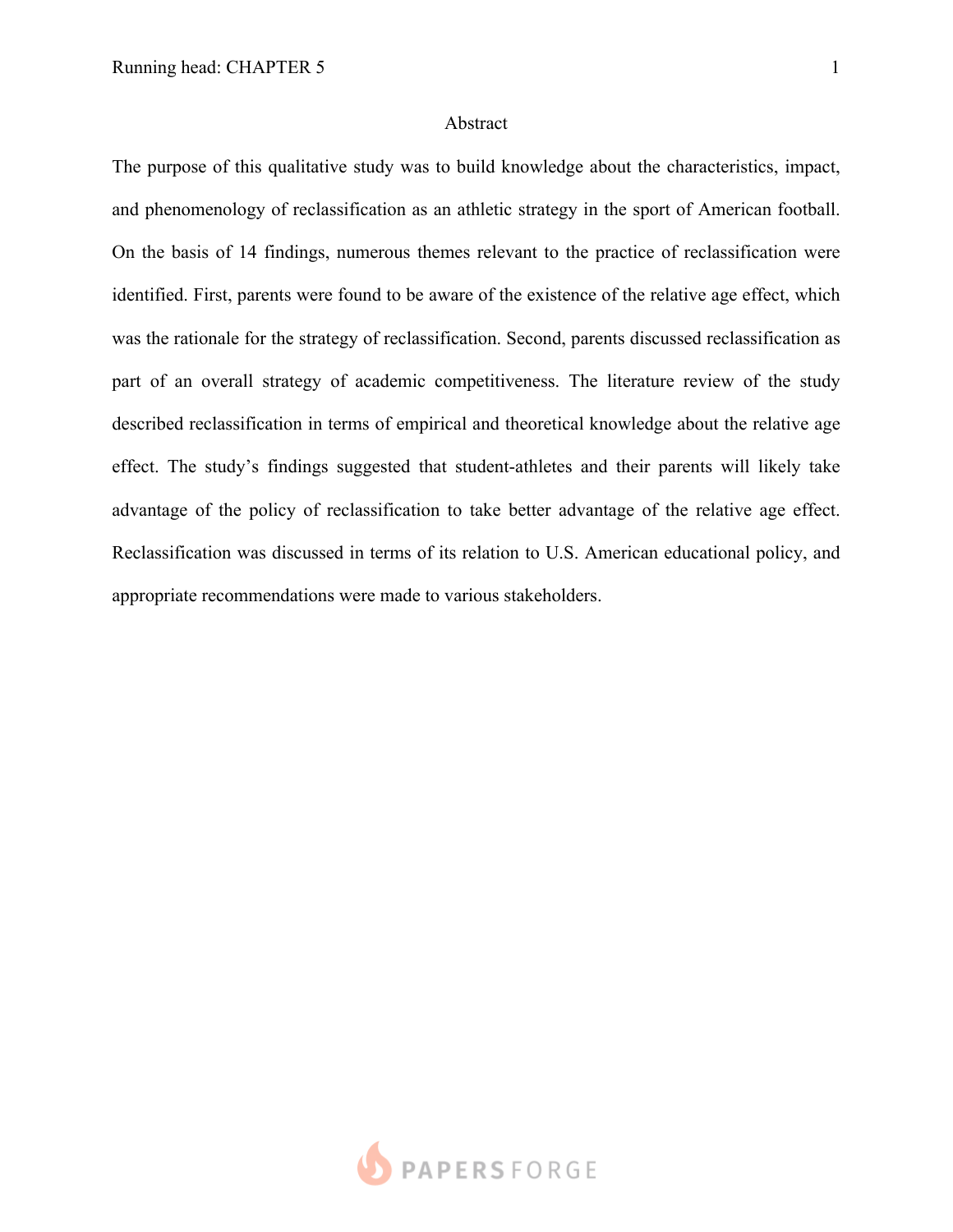# Abstract

The purpose of this qualitative study was to build knowledge about the characteristics, impact, and phenomenology of reclassification as an athletic strategy in the sport of American football. On the basis of 14 findings, numerous themes relevant to the practice of reclassification were identified. First, parents were found to be aware of the existence of the relative age effect, which was the rationale for the strategy of reclassification. Second, parents discussed reclassification as part of an overall strategy of academic competitiveness. The literature review of the study described reclassification in terms of empirical and theoretical knowledge about the relative age effect. The study's findings suggested that student-athletes and their parents will likely take advantage of the policy of reclassification to take better advantage of the relative age effect. Reclassification was discussed in terms of its relation to U.S. American educational policy, and appropriate recommendations were made to various stakeholders.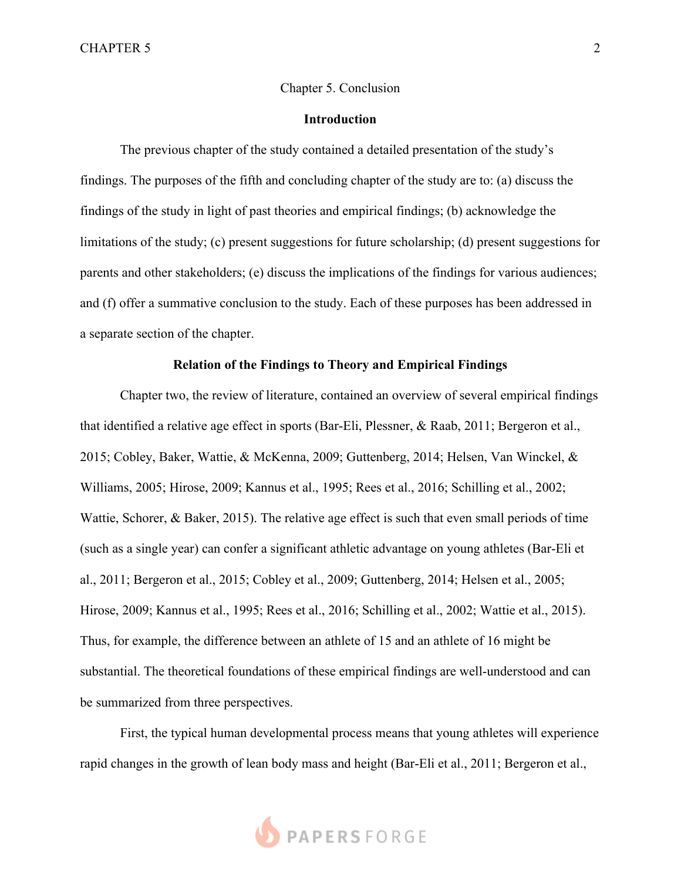# Chapter 5. Conclusion

## Introduction

The previous chapter of the study contained a detailed presentation of the study's findings. The purposes of the fifth and concluding chapter of the study are to: (a) discuss the findings of the study in light of past theories and empirical findings; (b) acknowledge the limitations of the study; (c) present suggestions for future scholarship; (d) present suggestions for parents and other stakeholders; (e) discuss the implications of the findings for various audiences; and (f) offer a summative conclusion to the study. Each of these purposes has been addressed in a separate section of the chapter.

## Relation of the Findings to Theory and Empirical Findings

Chapter two, the review of literature, contained an overview of several empirical findings that identified a relative age effect in sports (Bar-Eli, Plessner, & Raab, 2011; Bergeron et al., 2015; Cobley, Baker, Wattie, & McKenna, 2009; Guttenberg, 2014; Helsen, Van Winckel, & Williams, 2005; Hirose, 2009; Kannus et al., 1995; Rees et al., 2016; Schilling et al., 2002; Wattie, Schorer, & Baker, 2015). The relative age effect is such that even small periods of time (such as a single year) can confer a significant athletic advantage on young athletes (Bar-Eli et al., 2011; Bergeron et al., 2015; Cobley et al., 2009; Guttenberg, 2014; Helsen et al., 2005; Hirose, 2009; Kannus et al., 1995; Rees et al., 2016; Schilling et al., 2002; Wattie et al., 2015). Thus, for example, the difference between an athlete of 15 and an athlete of 16 might be substantial. The theoretical foundations of these empirical findings are well-understood and can be summarized from three perspectives.

First, the typical human developmental process means that young athletes will experience rapid changes in the growth of lean body mass and height (Bar-Eli et al., 2011; Bergeron et al.,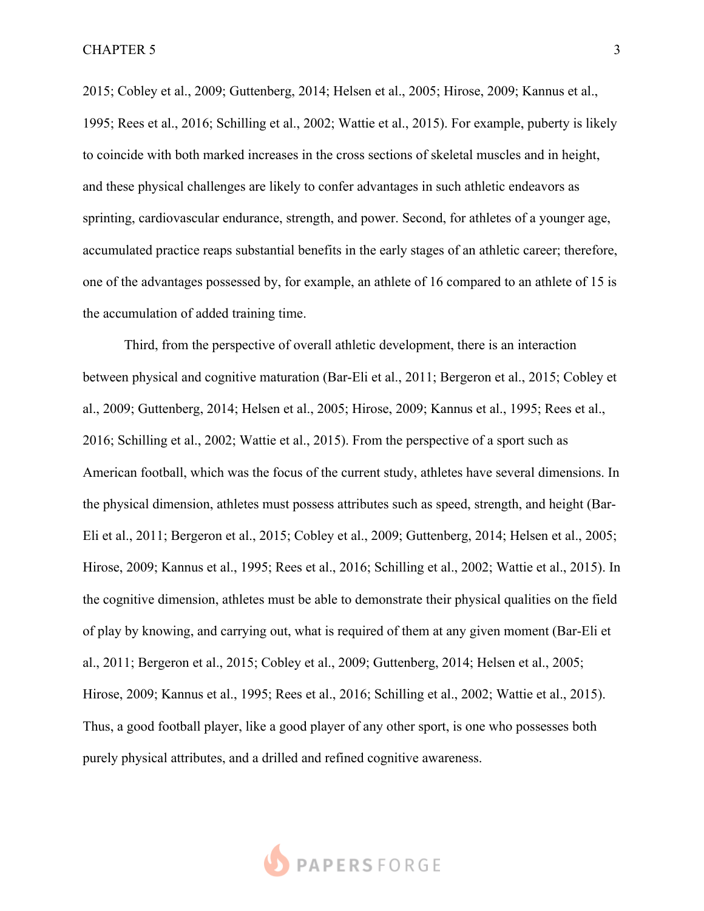2015; Cobley et al., 2009; Guttenberg, 2014; Helsen et al., 2005; Hirose, 2009; Kannus et al., 1995; Rees et al., 2016; Schilling et al., 2002; Wattie et al., 2015). For example, puberty is likely to coincide with both marked increases in the cross sections of skeletal muscles and in height, and these physical challenges are likely to confer advantages in such athletic endeavors as sprinting, cardiovascular endurance, strength, and power. Second, for athletes of a younger age, accumulated practice reaps substantial benefits in the early stages of an athletic career; therefore, one of the advantages possessed by, for example, an athlete of 16 compared to an athlete of 15 is the accumulation of added training time.

Third, from the perspective of overall athletic development, there is an interaction between physical and cognitive maturation (Bar-Eli et al., 2011; Bergeron et al., 2015; Cobley et al., 2009; Guttenberg, 2014; Helsen et al., 2005; Hirose, 2009; Kannus et al., 1995; Rees et al., 2016; Schilling et al., 2002; Wattie et al., 2015). From the perspective of a sport such as American football, which was the focus of the current study, athletes have several dimensions. In the physical dimension, athletes must possess attributes such as speed, strength, and height (Bar-Eli et al., 2011; Bergeron et al., 2015; Cobley et al., 2009; Guttenberg, 2014; Helsen et al., 2005; Hirose, 2009; Kannus et al., 1995; Rees et al., 2016; Schilling et al., 2002; Wattie et al., 2015). In the cognitive dimension, athletes must be able to demonstrate their physical qualities on the field of play by knowing, and carrying out, what is required of them at any given moment (Bar-Eli et al., 2011; Bergeron et al., 2015; Cobley et al., 2009; Guttenberg, 2014; Helsen et al., 2005; Hirose, 2009; Kannus et al., 1995; Rees et al., 2016; Schilling et al., 2002; Wattie et al., 2015). Thus, a good football player, like a good player of any other sport, is one who possesses both purely physical attributes, and a drilled and refined cognitive awareness.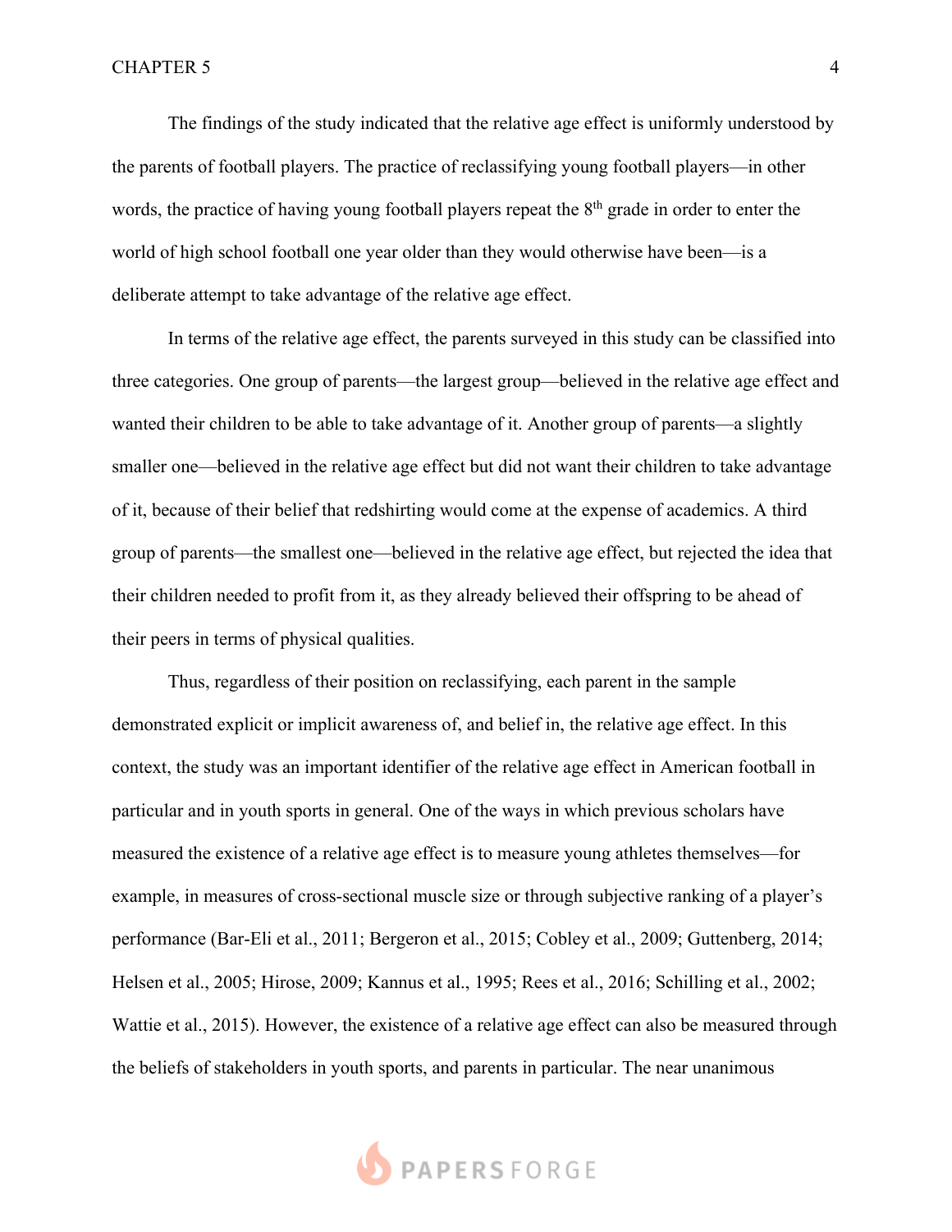The findings of the study indicated that the relative age effect is uniformly understood by the parents of football players. The practice of reclassifying young football players—in other words, the practice of having young football players repeat the 8th grade in order to enter the world of high school football one year older than they would otherwise have been—is a deliberate attempt to take advantage of the relative age effect.

In terms of the relative age effect, the parents surveyed in this study can be classified into three categories. One group of parents—the largest group—believed in the relative age effect and wanted their children to be able to take advantage of it. Another group of parents—a slightly smaller one—believed in the relative age effect but did not want their children to take advantage of it, because of their belief that redshirting would come at the expense of academics. A third group of parents—the smallest one—believed in the relative age effect, but rejected the idea that their children needed to profit from it, as they already believed their offspring to be ahead of their peers in terms of physical qualities.

Thus, regardless of their position on reclassifying, each parent in the sample demonstrated explicit or implicit awareness of, and belief in, the relative age effect. In this context, the study was an important identifier of the relative age effect in American football in particular and in youth sports in general. One of the ways in which previous scholars have measured the existence of a relative age effect is to measure young athletes themselves—for example, in measures of cross-sectional muscle size or through subjective ranking of a player's performance (Bar-Eli et al., 2011; Bergeron et al., 2015; Cobley et al., 2009; Guttenberg, 2014; Helsen et al., 2005; Hirose, 2009; Kannus et al., 1995; Rees et al., 2016; Schilling et al., 2002; Wattie et al., 2015). However, the existence of a relative age effect can also be measured through the beliefs of stakeholders in youth sports, and parents in particular. The near unanimous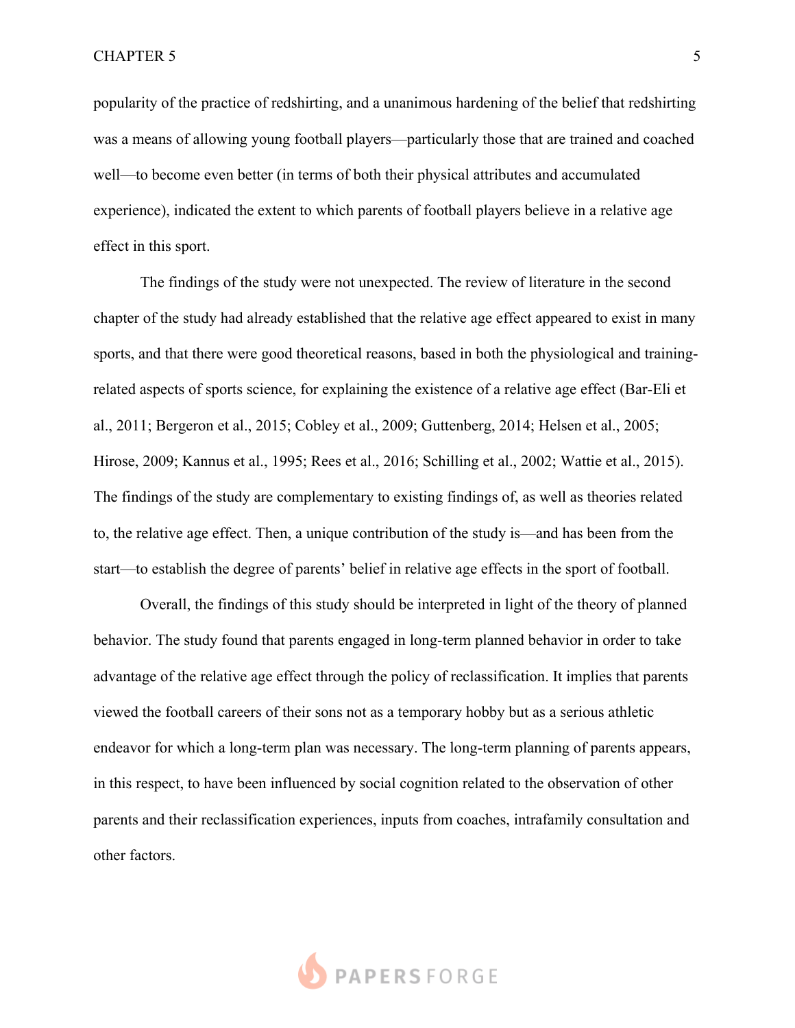popularity of the practice of redshirting, and a unanimous hardening of the belief that redshirting was a means of allowing young football players—particularly those that are trained and coached well—to become even better (in terms of both their physical attributes and accumulated experience), indicated the extent to which parents of football players believe in a relative age effect in this sport.

The findings of the study were not unexpected. The review of literature in the second chapter of the study had already established that the relative age effect appeared to exist in many sports, and that there were good theoretical reasons, based in both the physiological and training-related aspects of sports science, for explaining the existence of a relative age effect (Bar-Eli et al., 2011; Bergeron et al., 2015; Cobley et al., 2009; Guttenberg, 2014; Helsen et al., 2005; Hirose, 2009; Kannus et al., 1995; Rees et al., 2016; Schilling et al., 2002; Wattie et al., 2015). The findings of the study are complementary to existing findings of, as well as theories related to, the relative age effect. Then, a unique contribution of the study is—and has been from the start—to establish the degree of parents' belief in relative age effects in the sport of football.

Overall, the findings of this study should be interpreted in light of the theory of planned behavior. The study found that parents engaged in long-term planned behavior in order to take advantage of the relative age effect through the policy of reclassification. It implies that parents viewed the football careers of their sons not as a temporary hobby but as a serious athletic endeavor for which a long-term plan was necessary. The long-term planning of parents appears, in this respect, to have been influenced by social cognition related to the observation of other parents and their reclassification experiences, inputs from coaches, intrafamily consultation and other factors.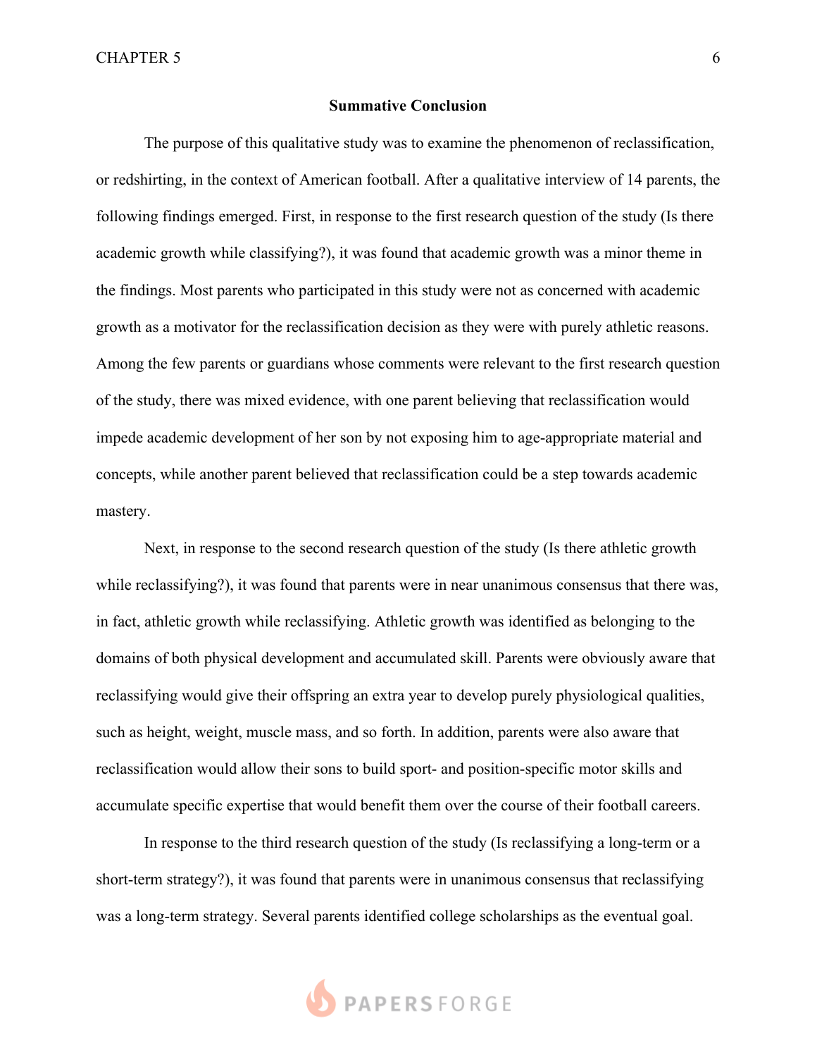## Summative Conclusion

The purpose of this qualitative study was to examine the phenomenon of reclassification, or redshirting, in the context of American football. After a qualitative interview of 14 parents, the following findings emerged. First, in response to the first research question of the study (Is there academic growth while classifying?), it was found that academic growth was a minor theme in the findings. Most parents who participated in this study were not as concerned with academic growth as a motivator for the reclassification decision as they were with purely athletic reasons. Among the few parents or guardians whose comments were relevant to the first research question of the study, there was mixed evidence, with one parent believing that reclassification would impede academic development of her son by not exposing him to age-appropriate material and concepts, while another parent believed that reclassification could be a step towards academic mastery.

Next, in response to the second research question of the study (Is there athletic growth while reclassifying?), it was found that parents were in near unanimous consensus that there was, in fact, athletic growth while reclassifying. Athletic growth was identified as belonging to the domains of both physical development and accumulated skill. Parents were obviously aware that reclassifying would give their offspring an extra year to develop purely physiological qualities, such as height, weight, muscle mass, and so forth. In addition, parents were also aware that reclassification would allow their sons to build sport- and position-specific motor skills and accumulate specific expertise that would benefit them over the course of their football careers.

In response to the third research question of the study (Is reclassifying a long-term or a short-term strategy?), it was found that parents were in unanimous consensus that reclassifying was a long-term strategy. Several parents identified college scholarships as the eventual goal.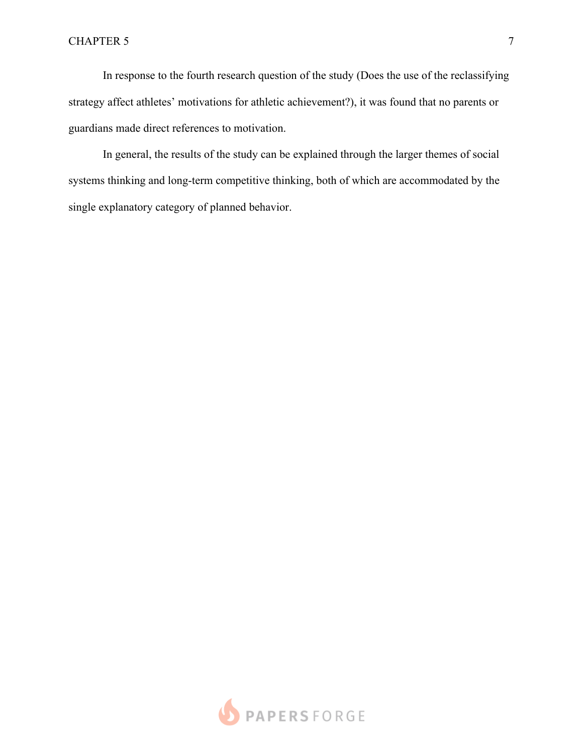In response to the fourth research question of the study (Does the use of the reclassifying strategy affect athletes' motivations for athletic achievement?), it was found that no parents or guardians made direct references to motivation.

In general, the results of the study can be explained through the larger themes of social systems thinking and long-term competitive thinking, both of which are accommodated by the single explanatory category of planned behavior.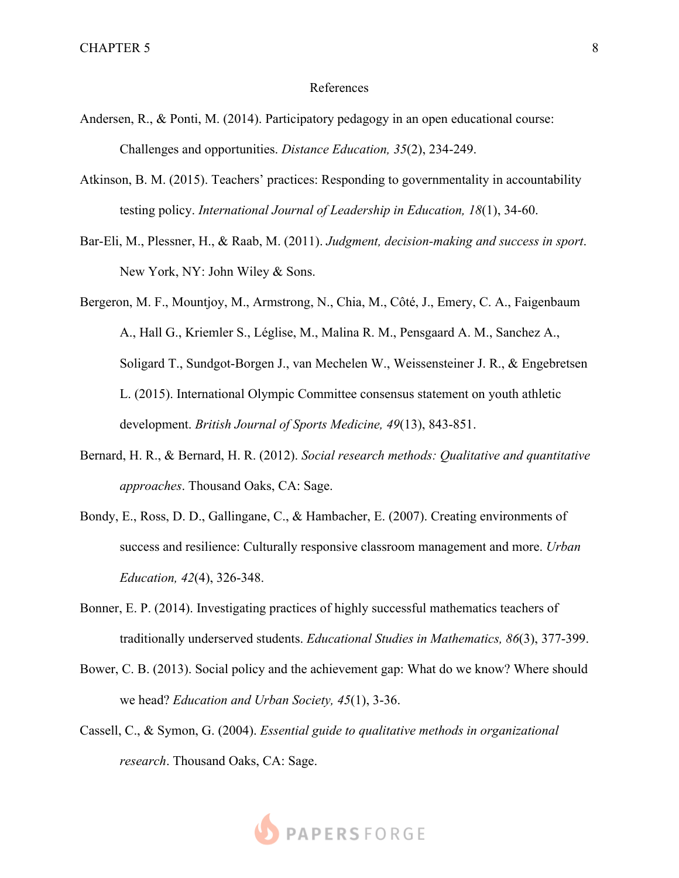# References

Andersen, R., & Ponti, M. (2014). Participatory pedagogy in an open educational course: Challenges and opportunities. *Distance Education, 35*(2), 234-249.

Atkinson, B. M. (2015). Teachers' practices: Responding to governmentality in accountability testing policy. *International Journal of Leadership in Education, 18*(1), 34-60.

Bar-Eli, M., Plessner, H., & Raab, M. (2011). *Judgment, decision-making and success in sport*. New York, NY: John Wiley & Sons.

Bergeron, M. F., Mountjoy, M., Armstrong, N., Chia, M., Côté, J., Emery, C. A., Faigenbaum A., Hall G., Kriemler S., Léglise, M., Malina R. M., Pensgaard A. M., Sanchez A., Soligard T., Sundgot-Borgen J., van Mechelen W., Weissensteiner J. R., & Engebretsen L. (2015). International Olympic Committee consensus statement on youth athletic development. *British Journal of Sports Medicine, 49*(13), 843-851.

Bernard, H. R., & Bernard, H. R. (2012). *Social research methods: Qualitative and quantitative approaches*. Thousand Oaks, CA: Sage.

Bondy, E., Ross, D. D., Gallingane, C., & Hambacher, E. (2007). Creating environments of success and resilience: Culturally responsive classroom management and more. *Urban Education, 42*(4), 326-348.

Bonner, E. P. (2014). Investigating practices of highly successful mathematics teachers of traditionally underserved students. *Educational Studies in Mathematics, 86*(3), 377-399.

Bower, C. B. (2013). Social policy and the achievement gap: What do we know? Where should we head? *Education and Urban Society, 45*(1), 3-36.

Cassell, C., & Symon, G. (2004). *Essential guide to qualitative methods in organizational research*. Thousand Oaks, CA: Sage.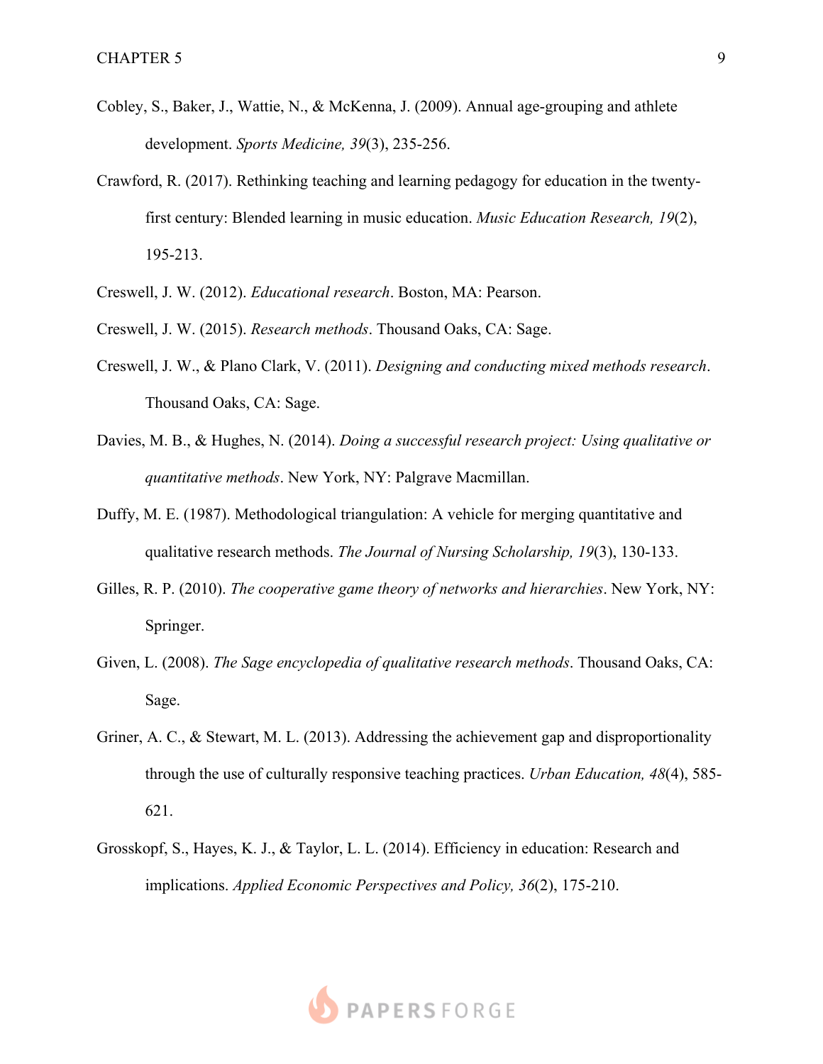Cobley, S., Baker, J., Wattie, N., & McKenna, J. (2009). Annual age-grouping and athlete development. *Sports Medicine, 39*(3), 235-256.

Crawford, R. (2017). Rethinking teaching and learning pedagogy for education in the twenty-first century: Blended learning in music education. *Music Education Research, 19*(2), 195-213.

Creswell, J. W. (2012). *Educational research*. Boston, MA: Pearson.

Creswell, J. W. (2015). *Research methods*. Thousand Oaks, CA: Sage.

Creswell, J. W., & Plano Clark, V. (2011). *Designing and conducting mixed methods research*. Thousand Oaks, CA: Sage.

Davies, M. B., & Hughes, N. (2014). *Doing a successful research project: Using qualitative or quantitative methods*. New York, NY: Palgrave Macmillan.

Duffy, M. E. (1987). Methodological triangulation: A vehicle for merging quantitative and qualitative research methods. *The Journal of Nursing Scholarship, 19*(3), 130-133.

Gilles, R. P. (2010). *The cooperative game theory of networks and hierarchies*. New York, NY: Springer.

Given, L. (2008). *The Sage encyclopedia of qualitative research methods*. Thousand Oaks, CA: Sage.

Griner, A. C., & Stewart, M. L. (2013). Addressing the achievement gap and disproportionality through the use of culturally responsive teaching practices. *Urban Education, 48*(4), 585-621.

Grosskopf, S., Hayes, K. J., & Taylor, L. L. (2014). Efficiency in education: Research and implications. *Applied Economic Perspectives and Policy, 36*(2), 175-210.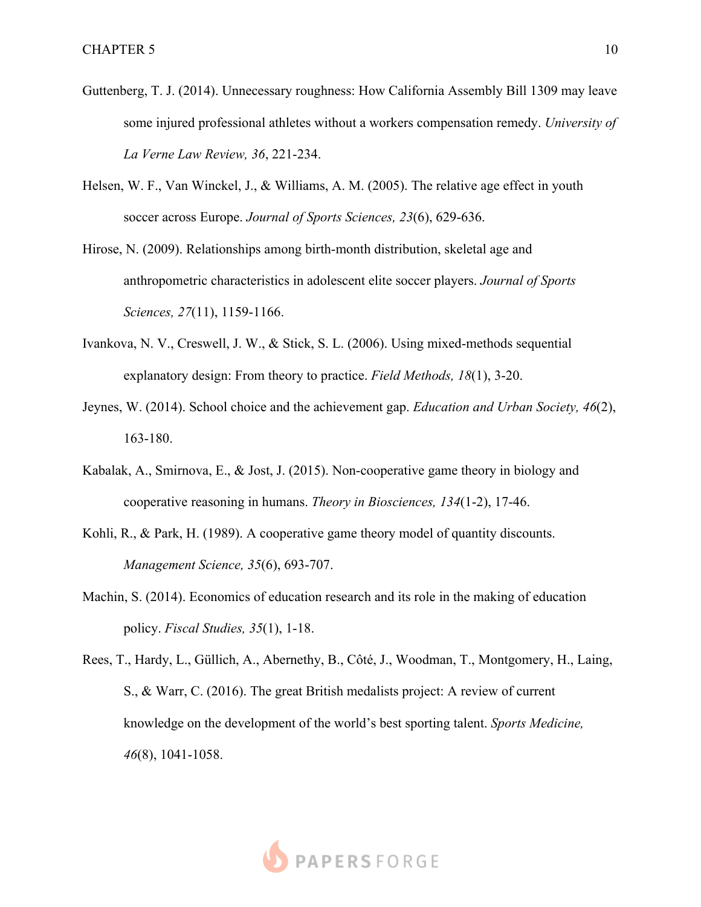Guttenberg, T. J. (2014). Unnecessary roughness: How California Assembly Bill 1309 may leave some injured professional athletes without a workers compensation remedy. *University of La Verne Law Review, 36*, 221-234.

Helsen, W. F., Van Winckel, J., & Williams, A. M. (2005). The relative age effect in youth soccer across Europe. *Journal of Sports Sciences, 23*(6), 629-636.

Hirose, N. (2009). Relationships among birth-month distribution, skeletal age and anthropometric characteristics in adolescent elite soccer players. *Journal of Sports Sciences, 27*(11), 1159-1166.

Ivankova, N. V., Creswell, J. W., & Stick, S. L. (2006). Using mixed-methods sequential explanatory design: From theory to practice. *Field Methods, 18*(1), 3-20.

Jeynes, W. (2014). School choice and the achievement gap. *Education and Urban Society, 46*(2), 163-180.

Kabalak, A., Smirnova, E., & Jost, J. (2015). Non-cooperative game theory in biology and cooperative reasoning in humans. *Theory in Biosciences, 134*(1-2), 17-46.

Kohli, R., & Park, H. (1989). A cooperative game theory model of quantity discounts. *Management Science, 35*(6), 693-707.

Machin, S. (2014). Economics of education research and its role in the making of education policy. *Fiscal Studies, 35*(1), 1-18.

Rees, T., Hardy, L., Güllich, A., Abernethy, B., Côté, J., Woodman, T., Montgomery, H., Laing, S., & Warr, C. (2016). The great British medalists project: A review of current knowledge on the development of the world's best sporting talent. *Sports Medicine, 46*(8), 1041-1058.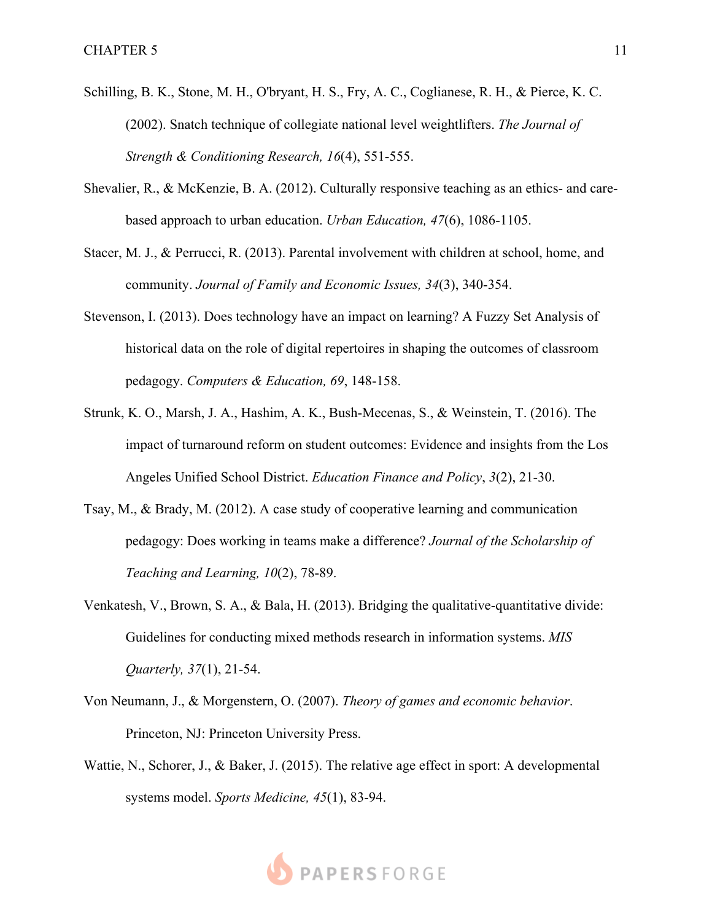Schilling, B. K., Stone, M. H., O'bryant, H. S., Fry, A. C., Coglianese, R. H., & Pierce, K. C. (2002). Snatch technique of collegiate national level weightlifters. *The Journal of Strength & Conditioning Research, 16*(4), 551-555.

Shevalier, R., & McKenzie, B. A. (2012). Culturally responsive teaching as an ethics- and care-based approach to urban education. *Urban Education, 47*(6), 1086-1105.

Stacer, M. J., & Perrucci, R. (2013). Parental involvement with children at school, home, and community. *Journal of Family and Economic Issues, 34*(3), 340-354.

Stevenson, I. (2013). Does technology have an impact on learning? A Fuzzy Set Analysis of historical data on the role of digital repertoires in shaping the outcomes of classroom pedagogy. *Computers & Education, 69*, 148-158.

Strunk, K. O., Marsh, J. A., Hashim, A. K., Bush-Mecenas, S., & Weinstein, T. (2016). The impact of turnaround reform on student outcomes: Evidence and insights from the Los Angeles Unified School District. *Education Finance and Policy*, *3*(2), 21-30.

Tsay, M., & Brady, M. (2012). A case study of cooperative learning and communication pedagogy: Does working in teams make a difference? *Journal of the Scholarship of Teaching and Learning, 10*(2), 78-89.

Venkatesh, V., Brown, S. A., & Bala, H. (2013). Bridging the qualitative-quantitative divide: Guidelines for conducting mixed methods research in information systems. *MIS Quarterly, 37*(1), 21-54.

Von Neumann, J., & Morgenstern, O. (2007). *Theory of games and economic behavior*. Princeton, NJ: Princeton University Press.

Wattie, N., Schorer, J., & Baker, J. (2015). The relative age effect in sport: A developmental systems model. *Sports Medicine, 45*(1), 83-94.